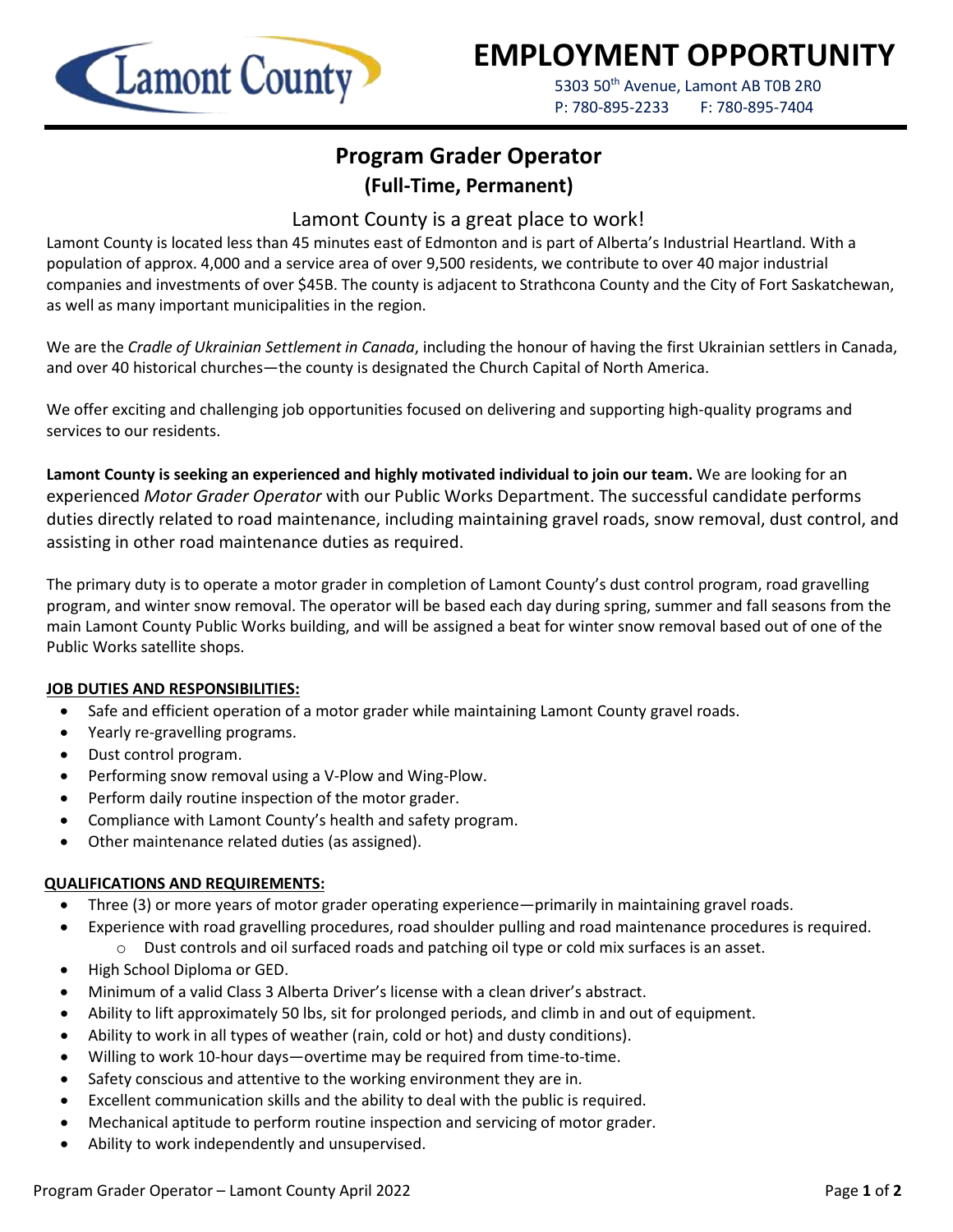# EMPLOYMENT OPPORTUNITY

5303 50th Avenue, Lamont AB T0B 2R0
P: 780-895-2233 F: 780-895-7404

## Program Grader Operator
### (Full-Time, Permanent)

Lamont County is a great place to work!

Lamont County is located less than 45 minutes east of Edmonton and is part of Alberta's Industrial Heartland. With a population of approx. 4,000 and a service area of over 9,500 residents, we contribute to over 40 major industrial companies and investments of over $45B. The county is adjacent to Strathcona County and the City of Fort Saskatchewan, as well as many important municipalities in the region.

We are the *Cradle of Ukrainian Settlement in Canada*, including the honour of having the first Ukrainian settlers in Canada, and over 40 historical churches—the county is designated the Church Capital of North America.

We offer exciting and challenging job opportunities focused on delivering and supporting high-quality programs and services to our residents.

**Lamont County is seeking an experienced and highly motivated individual to join our team.** We are looking for an experienced *Motor Grader Operator* with our Public Works Department. The successful candidate performs duties directly related to road maintenance, including maintaining gravel roads, snow removal, dust control, and assisting in other road maintenance duties as required.

The primary duty is to operate a motor grader in completion of Lamont County's dust control program, road gravelling program, and winter snow removal. The operator will be based each day during spring, summer and fall seasons from the main Lamont County Public Works building, and will be assigned a beat for winter snow removal based out of one of the Public Works satellite shops.

**JOB DUTIES AND RESPONSIBILITIES:**

- Safe and efficient operation of a motor grader while maintaining Lamont County gravel roads.
- Yearly re-gravelling programs.
- Dust control program.
- Performing snow removal using a V-Plow and Wing-Plow.
- Perform daily routine inspection of the motor grader.
- Compliance with Lamont County's health and safety program.
- Other maintenance related duties (as assigned).

**QUALIFICATIONS AND REQUIREMENTS:**

- Three (3) or more years of motor grader operating experience—primarily in maintaining gravel roads.
- Experience with road gravelling procedures, road shoulder pulling and road maintenance procedures is required.
  - Dust controls and oil surfaced roads and patching oil type or cold mix surfaces is an asset.
- High School Diploma or GED.
- Minimum of a valid Class 3 Alberta Driver's license with a clean driver's abstract.
- Ability to lift approximately 50 lbs, sit for prolonged periods, and climb in and out of equipment.
- Ability to work in all types of weather (rain, cold or hot) and dusty conditions).
- Willing to work 10-hour days—overtime may be required from time-to-time.
- Safety conscious and attentive to the working environment they are in.
- Excellent communication skills and the ability to deal with the public is required.
- Mechanical aptitude to perform routine inspection and servicing of motor grader.
- Ability to work independently and unsupervised.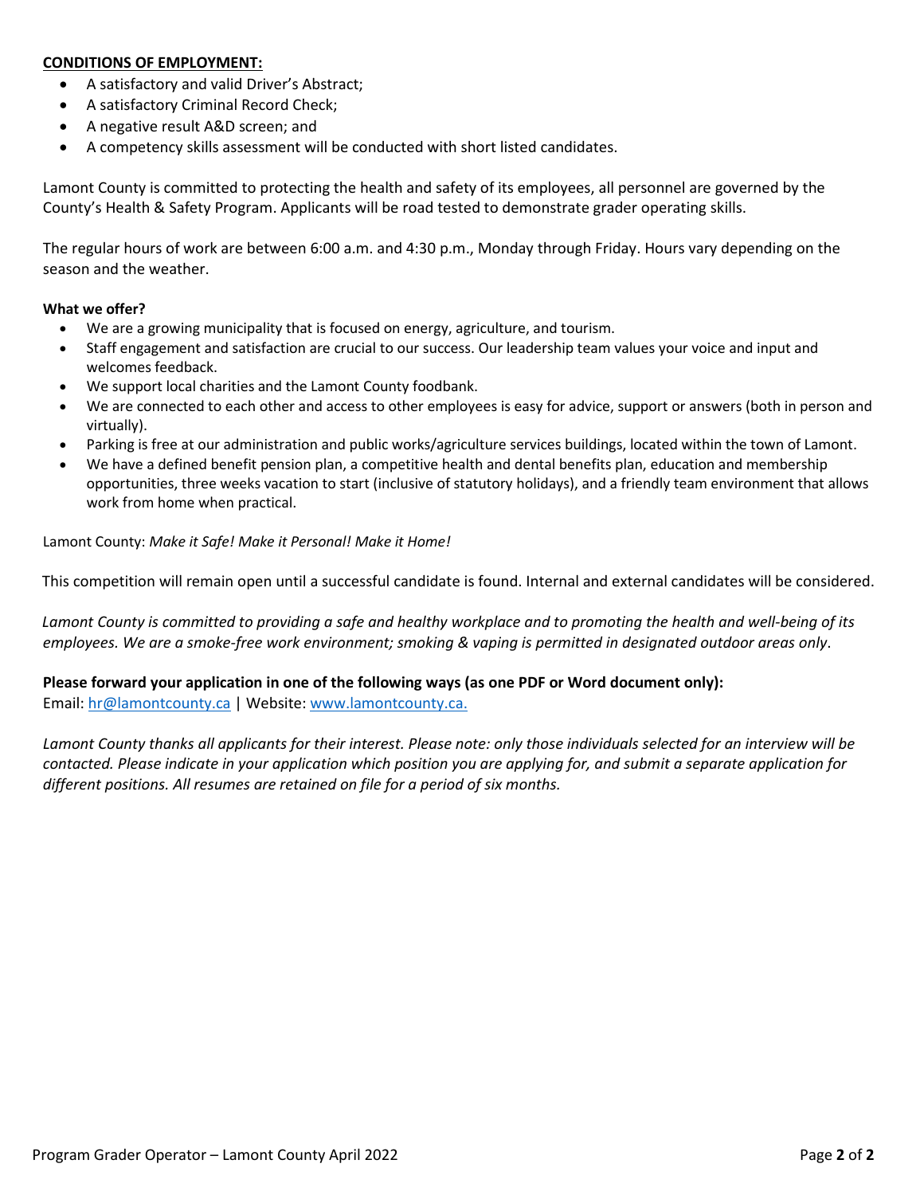**CONDITIONS OF EMPLOYMENT:**

- A satisfactory and valid Driver's Abstract;
- A satisfactory Criminal Record Check;
- A negative result A&D screen; and
- A competency skills assessment will be conducted with short listed candidates.

Lamont County is committed to protecting the health and safety of its employees, all personnel are governed by the County's Health & Safety Program. Applicants will be road tested to demonstrate grader operating skills.

The regular hours of work are between 6:00 a.m. and 4:30 p.m., Monday through Friday. Hours vary depending on the season and the weather.

**What we offer?**

- We are a growing municipality that is focused on energy, agriculture, and tourism.
- Staff engagement and satisfaction are crucial to our success. Our leadership team values your voice and input and welcomes feedback.
- We support local charities and the Lamont County foodbank.
- We are connected to each other and access to other employees is easy for advice, support or answers (both in person and virtually).
- Parking is free at our administration and public works/agriculture services buildings, located within the town of Lamont.
- We have a defined benefit pension plan, a competitive health and dental benefits plan, education and membership opportunities, three weeks vacation to start (inclusive of statutory holidays), and a friendly team environment that allows work from home when practical.

Lamont County: *Make it Safe! Make it Personal! Make it Home!*

This competition will remain open until a successful candidate is found. Internal and external candidates will be considered.

*Lamont County is committed to providing a safe and healthy workplace and to promoting the health and well-being of its employees. We are a smoke-free work environment; smoking & vaping is permitted in designated outdoor areas only*.

**Please forward your application in one of the following ways (as one PDF or Word document only):**
Email: hr@lamontcounty.ca | Website: www.lamontcounty.ca.

*Lamont County thanks all applicants for their interest. Please note: only those individuals selected for an interview will be contacted. Please indicate in your application which position you are applying for, and submit a separate application for different positions. All resumes are retained on file for a period of six months.*